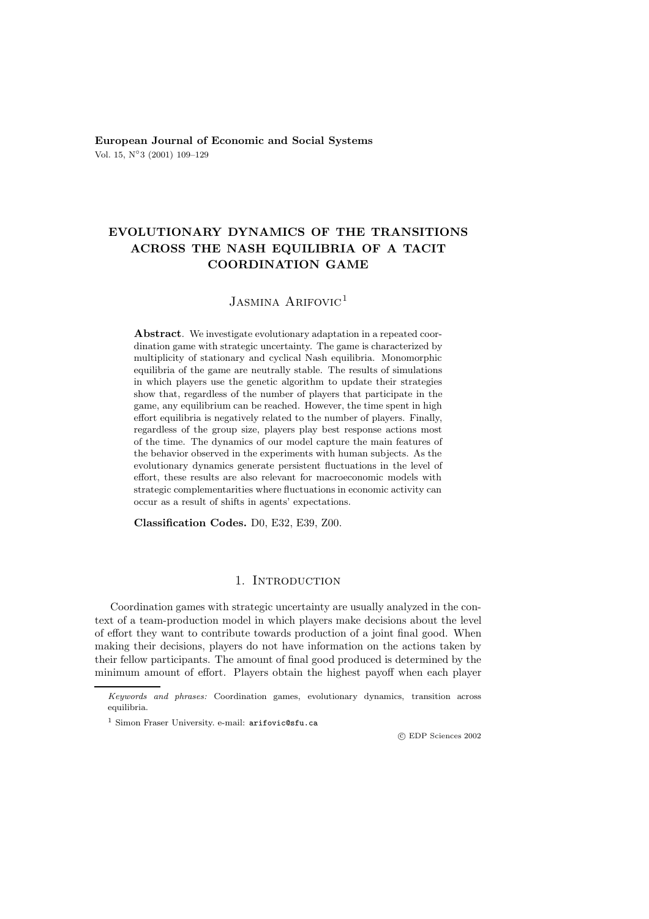**European Journal of Economic and Social Systems**
Vol. 15, N°3 (2001) 109–129

# EVOLUTIONARY DYNAMICS OF THE TRANSITIONS ACROSS THE NASH EQUILIBRIA OF A TACIT COORDINATION GAME

Jasmina Arifovic[1]

**Abstract**. We investigate evolutionary adaptation in a repeated coordination game with strategic uncertainty. The game is characterized by multiplicity of stationary and cyclical Nash equilibria. Monomorphic equilibria of the game are neutrally stable. The results of simulations in which players use the genetic algorithm to update their strategies show that, regardless of the number of players that participate in the game, any equilibrium can be reached. However, the time spent in high effort equilibria is negatively related to the number of players. Finally, regardless of the group size, players play best response actions most of the time. The dynamics of our model capture the main features of the behavior observed in the experiments with human subjects. As the evolutionary dynamics generate persistent fluctuations in the level of effort, these results are also relevant for macroeconomic models with strategic complementarities where fluctuations in economic activity can occur as a result of shifts in agents' expectations.

**Classification Codes.** D0, E32, E39, Z00.

## 1. Introduction

Coordination games with strategic uncertainty are usually analyzed in the context of a team-production model in which players make decisions about the level of effort they want to contribute towards production of a joint final good. When making their decisions, players do not have information on the actions taken by their fellow participants. The amount of final good produced is determined by the minimum amount of effort. Players obtain the highest payoff when each player

*Keywords and phrases:* Coordination games, evolutionary dynamics, transition across equilibria.

[1] Simon Fraser University. e-mail: arifovic@sfu.ca

© EDP Sciences 2002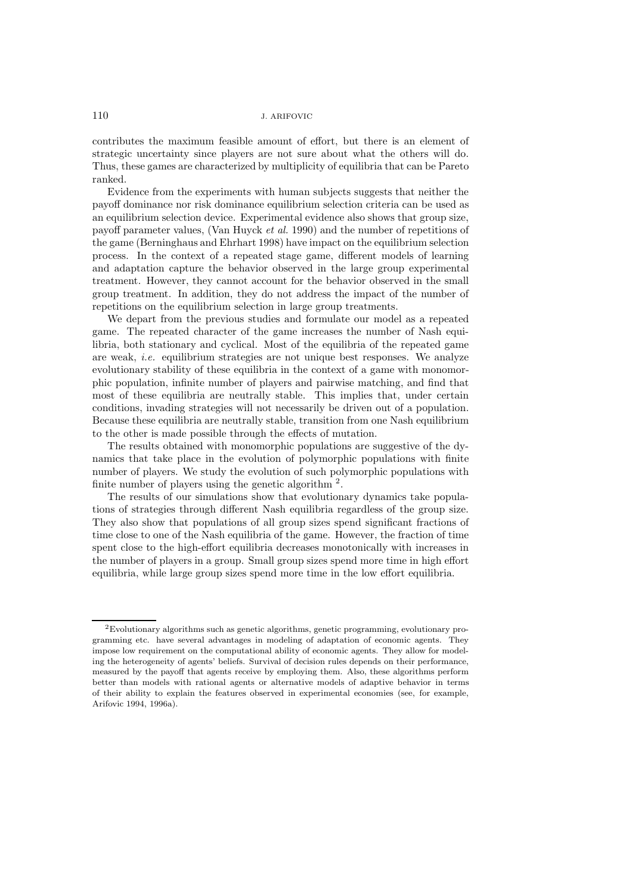contributes the maximum feasible amount of effort, but there is an element of strategic uncertainty since players are not sure about what the others will do. Thus, these games are characterized by multiplicity of equilibria that can be Pareto ranked.

Evidence from the experiments with human subjects suggests that neither the payoff dominance nor risk dominance equilibrium selection criteria can be used as an equilibrium selection device. Experimental evidence also shows that group size, payoff parameter values, (Van Huyck *et al.* 1990) and the number of repetitions of the game (Berninghaus and Ehrhart 1998) have impact on the equilibrium selection process. In the context of a repeated stage game, different models of learning and adaptation capture the behavior observed in the large group experimental treatment. However, they cannot account for the behavior observed in the small group treatment. In addition, they do not address the impact of the number of repetitions on the equilibrium selection in large group treatments.

We depart from the previous studies and formulate our model as a repeated game. The repeated character of the game increases the number of Nash equilibria, both stationary and cyclical. Most of the equilibria of the repeated game are weak, *i.e.* equilibrium strategies are not unique best responses. We analyze evolutionary stability of these equilibria in the context of a game with monomorphic population, infinite number of players and pairwise matching, and find that most of these equilibria are neutrally stable. This implies that, under certain conditions, invading strategies will not necessarily be driven out of a population. Because these equilibria are neutrally stable, transition from one Nash equilibrium to the other is made possible through the effects of mutation.

The results obtained with monomorphic populations are suggestive of the dynamics that take place in the evolution of polymorphic populations with finite number of players. We study the evolution of such polymorphic populations with finite number of players using the genetic algorithm [2].

The results of our simulations show that evolutionary dynamics take populations of strategies through different Nash equilibria regardless of the group size. They also show that populations of all group sizes spend significant fractions of time close to one of the Nash equilibria of the game. However, the fraction of time spent close to the high-effort equilibria decreases monotonically with increases in the number of players in a group. Small group sizes spend more time in high effort equilibria, while large group sizes spend more time in the low effort equilibria.

---

[2] Evolutionary algorithms such as genetic algorithms, genetic programming, evolutionary programming etc. have several advantages in modeling of adaptation of economic agents. They impose low requirement on the computational ability of economic agents. They allow for modeling the heterogeneity of agents' beliefs. Survival of decision rules depends on their performance, measured by the payoff that agents receive by employing them. Also, these algorithms perform better than models with rational agents or alternative models of adaptive behavior in terms of their ability to explain the features observed in experimental economies (see, for example, Arifovic 1994, 1996a).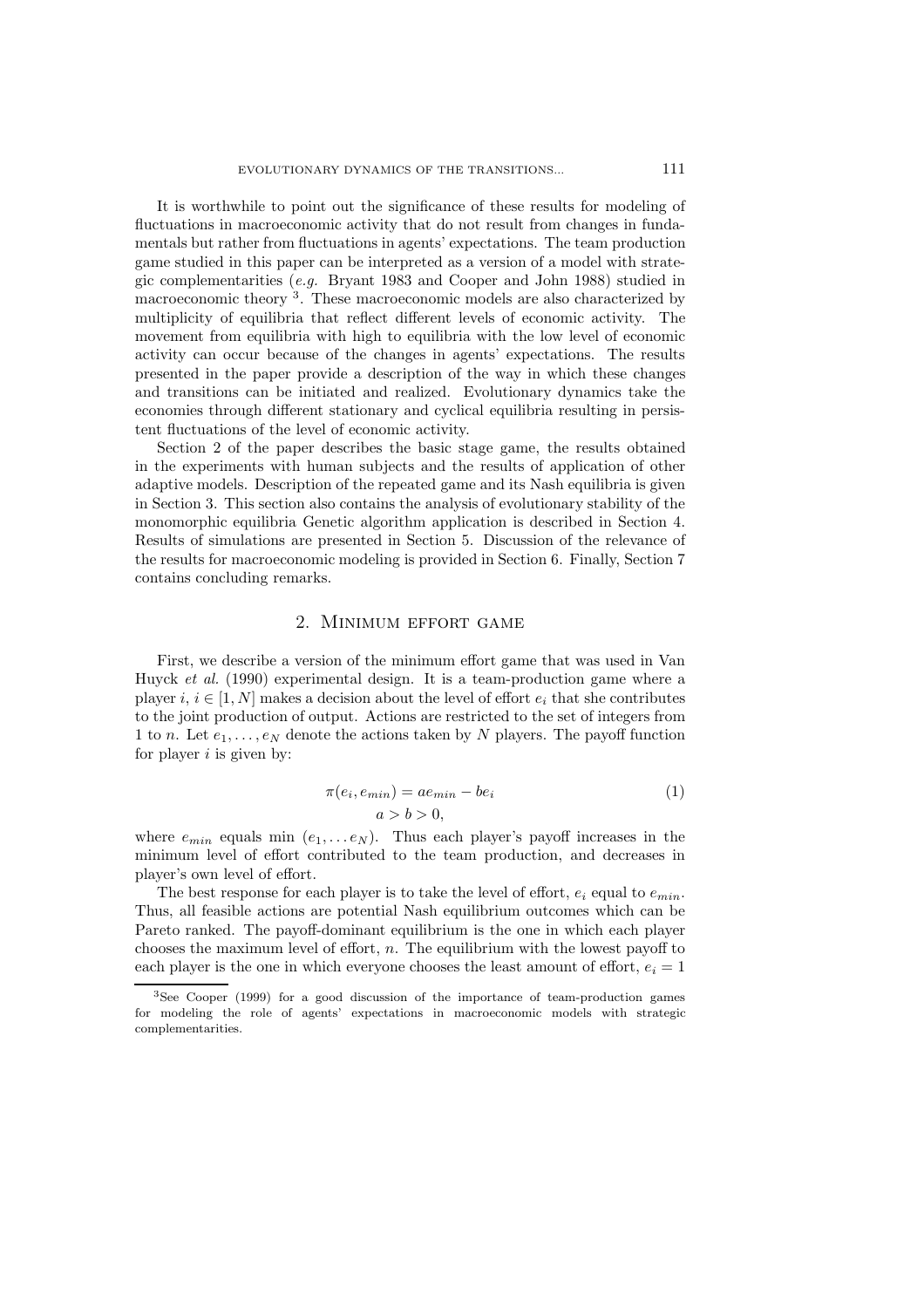It is worthwhile to point out the significance of these results for modeling of fluctuations in macroeconomic activity that do not result from changes in fundamentals but rather from fluctuations in agents' expectations. The team production game studied in this paper can be interpreted as a version of a model with strategic complementarities (*e.g.* Bryant 1983 and Cooper and John 1988) studied in macroeconomic theory [3]. These macroeconomic models are also characterized by multiplicity of equilibria that reflect different levels of economic activity. The movement from equilibria with high to equilibria with the low level of economic activity can occur because of the changes in agents' expectations. The results presented in the paper provide a description of the way in which these changes and transitions can be initiated and realized. Evolutionary dynamics take the economies through different stationary and cyclical equilibria resulting in persistent fluctuations of the level of economic activity.

Section 2 of the paper describes the basic stage game, the results obtained in the experiments with human subjects and the results of application of other adaptive models. Description of the repeated game and its Nash equilibria is given in Section 3. This section also contains the analysis of evolutionary stability of the monomorphic equilibria Genetic algorithm application is described in Section 4. Results of simulations are presented in Section 5. Discussion of the relevance of the results for macroeconomic modeling is provided in Section 6. Finally, Section 7 contains concluding remarks.

## 2. Minimum effort game

First, we describe a version of the minimum effort game that was used in Van Huyck *et al.* (1990) experimental design. It is a team-production game where a player $i$, $i \in [1, N]$ makes a decision about the level of effort $e_i$ that she contributes to the joint production of output. Actions are restricted to the set of integers from 1 to $n$. Let $e_1, \ldots, e_N$ denote the actions taken by $N$ players. The payoff function for player $i$ is given by:

$$\pi(e_i, e_{min}) = ae_{min} - be_i \tag{1}$$
$$a > b > 0,$$

where $e_{min}$ equals min $(e_1, \ldots e_N)$. Thus each player's payoff increases in the minimum level of effort contributed to the team production, and decreases in player's own level of effort.

The best response for each player is to take the level of effort, $e_i$ equal to $e_{min}$. Thus, all feasible actions are potential Nash equilibrium outcomes which can be Pareto ranked. The payoff-dominant equilibrium is the one in which each player chooses the maximum level of effort, $n$. The equilibrium with the lowest payoff to each player is the one in which everyone chooses the least amount of effort, $e_i = 1$

[3] See Cooper (1999) for a good discussion of the importance of team-production games for modeling the role of agents' expectations in macroeconomic models with strategic complementarities.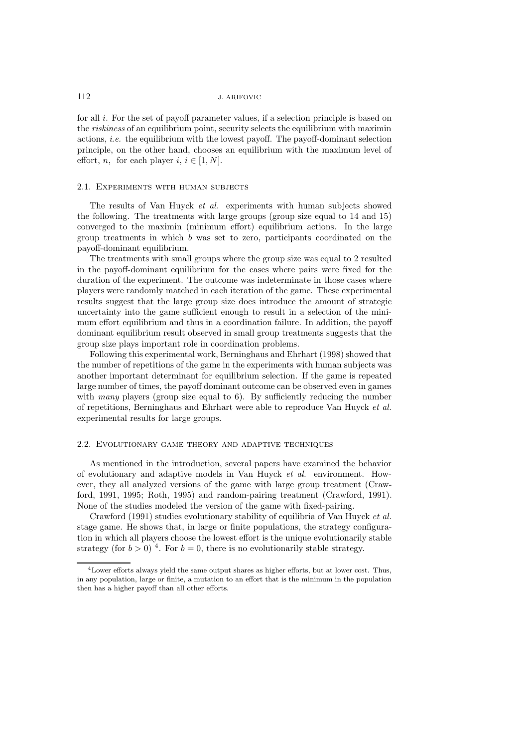for all $i$. For the set of payoff parameter values, if a selection principle is based on the *riskiness* of an equilibrium point, security selects the equilibrium with maximin actions, *i.e.* the equilibrium with the lowest payoff. The payoff-dominant selection principle, on the other hand, chooses an equilibrium with the maximum level of effort, $n$, for each player $i$, $i \in [1, N]$.

### 2.1. Experiments with human subjects

The results of Van Huyck *et al*. experiments with human subjects showed the following. The treatments with large groups (group size equal to 14 and 15) converged to the maximin (minimum effort) equilibrium actions. In the large group treatments in which $b$ was set to zero, participants coordinated on the payoff-dominant equilibrium.

The treatments with small groups where the group size was equal to 2 resulted in the payoff-dominant equilibrium for the cases where pairs were fixed for the duration of the experiment. The outcome was indeterminate in those cases where players were randomly matched in each iteration of the game. These experimental results suggest that the large group size does introduce the amount of strategic uncertainty into the game sufficient enough to result in a selection of the minimum effort equilibrium and thus in a coordination failure. In addition, the payoff dominant equilibrium result observed in small group treatments suggests that the group size plays important role in coordination problems.

Following this experimental work, Berninghaus and Ehrhart (1998) showed that the number of repetitions of the game in the experiments with human subjects was another important determinant for equilibrium selection. If the game is repeated large number of times, the payoff dominant outcome can be observed even in games with *many* players (group size equal to 6). By sufficiently reducing the number of repetitions, Berninghaus and Ehrhart were able to reproduce Van Huyck *et al.* experimental results for large groups.

### 2.2. Evolutionary game theory and adaptive techniques

As mentioned in the introduction, several papers have examined the behavior of evolutionary and adaptive models in Van Huyck *et al.* environment. However, they all analyzed versions of the game with large group treatment (Crawford, 1991, 1995; Roth, 1995) and random-pairing treatment (Crawford, 1991). None of the studies modeled the version of the game with fixed-pairing.

Crawford (1991) studies evolutionary stability of equilibria of Van Huyck *et al.* stage game. He shows that, in large or finite populations, the strategy configuration in which all players choose the lowest effort is the unique evolutionarily stable strategy (for $b > 0$) [4]. For $b = 0$, there is no evolutionarily stable strategy.

[4] Lower efforts always yield the same output shares as higher efforts, but at lower cost. Thus, in any population, large or finite, a mutation to an effort that is the minimum in the population then has a higher payoff than all other efforts.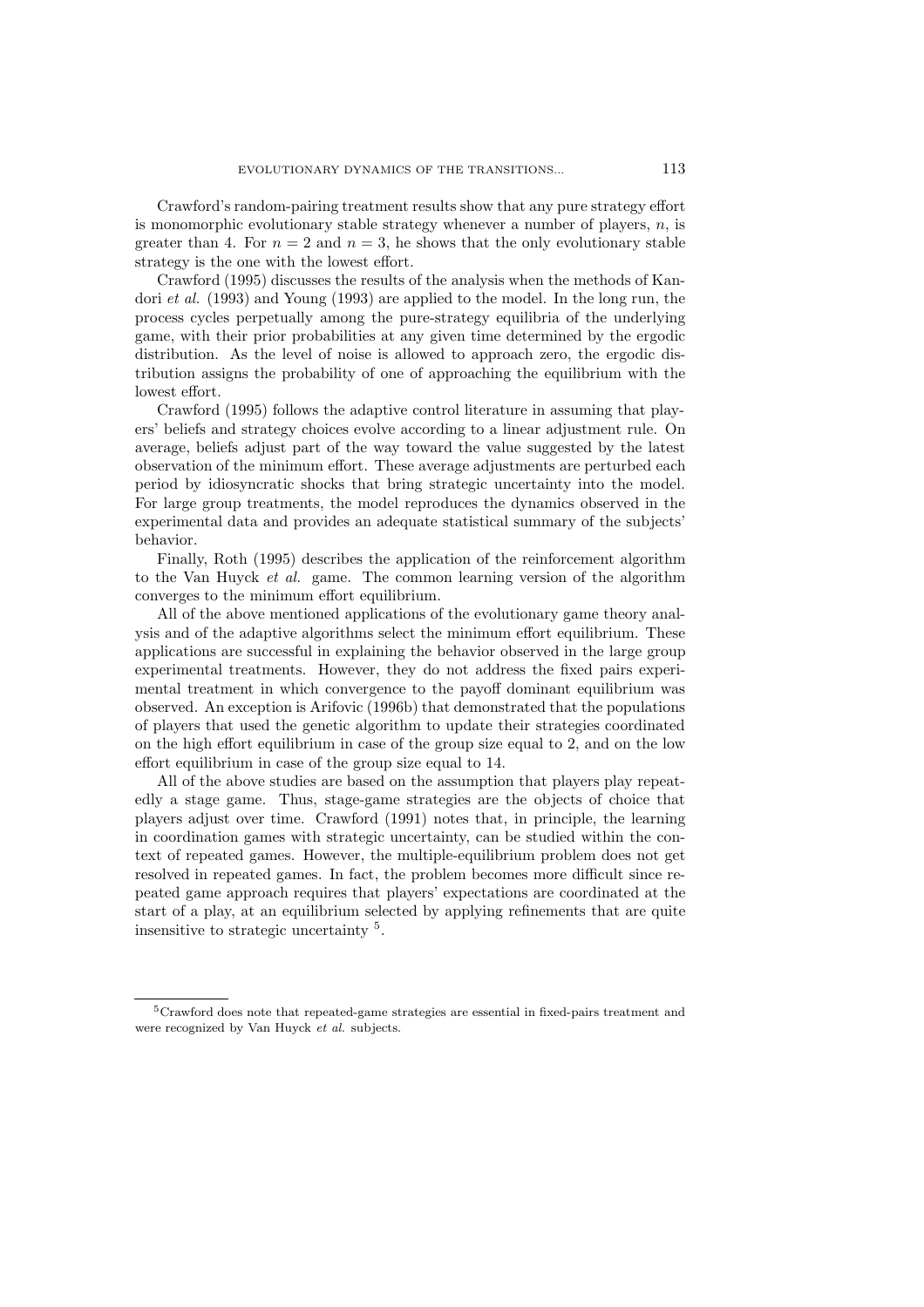Crawford's random-pairing treatment results show that any pure strategy effort is monomorphic evolutionary stable strategy whenever a number of players, $n$, is greater than 4. For $n = 2$ and $n = 3$, he shows that the only evolutionary stable strategy is the one with the lowest effort.

Crawford (1995) discusses the results of the analysis when the methods of Kandori *et al.* (1993) and Young (1993) are applied to the model. In the long run, the process cycles perpetually among the pure-strategy equilibria of the underlying game, with their prior probabilities at any given time determined by the ergodic distribution. As the level of noise is allowed to approach zero, the ergodic distribution assigns the probability of one of approaching the equilibrium with the lowest effort.

Crawford (1995) follows the adaptive control literature in assuming that players' beliefs and strategy choices evolve according to a linear adjustment rule. On average, beliefs adjust part of the way toward the value suggested by the latest observation of the minimum effort. These average adjustments are perturbed each period by idiosyncratic shocks that bring strategic uncertainty into the model. For large group treatments, the model reproduces the dynamics observed in the experimental data and provides an adequate statistical summary of the subjects' behavior.

Finally, Roth (1995) describes the application of the reinforcement algorithm to the Van Huyck *et al.* game. The common learning version of the algorithm converges to the minimum effort equilibrium.

All of the above mentioned applications of the evolutionary game theory analysis and of the adaptive algorithms select the minimum effort equilibrium. These applications are successful in explaining the behavior observed in the large group experimental treatments. However, they do not address the fixed pairs experimental treatment in which convergence to the payoff dominant equilibrium was observed. An exception is Arifovic (1996b) that demonstrated that the populations of players that used the genetic algorithm to update their strategies coordinated on the high effort equilibrium in case of the group size equal to 2, and on the low effort equilibrium in case of the group size equal to 14.

All of the above studies are based on the assumption that players play repeatedly a stage game. Thus, stage-game strategies are the objects of choice that players adjust over time. Crawford (1991) notes that, in principle, the learning in coordination games with strategic uncertainty, can be studied within the context of repeated games. However, the multiple-equilibrium problem does not get resolved in repeated games. In fact, the problem becomes more difficult since repeated game approach requires that players' expectations are coordinated at the start of a play, at an equilibrium selected by applying refinements that are quite insensitive to strategic uncertainty [5].

[5] Crawford does note that repeated-game strategies are essential in fixed-pairs treatment and were recognized by Van Huyck *et al.* subjects.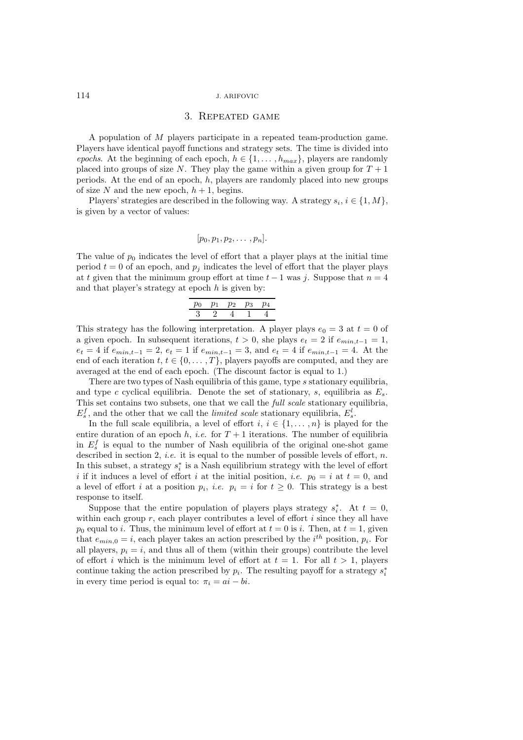## 3. Repeated game

A population of $M$ players participate in a repeated team-production game. Players have identical payoff functions and strategy sets. The time is divided into *epochs*. At the beginning of each epoch, $h \in \{1, \ldots, h_{max}\}$, players are randomly placed into groups of size $N$. They play the game within a given group for $T+1$ periods. At the end of an epoch, $h$, players are randomly placed into new groups of size $N$ and the new epoch, $h+1$, begins.

Players' strategies are described in the following way. A strategy $s_i$, $i \in \{1, M\}$, is given by a vector of values:

$$[p_0, p_1, p_2, \ldots, p_n].$$

The value of $p_0$ indicates the level of effort that a player plays at the initial time period $t = 0$ of an epoch, and $p_j$ indicates the level of effort that the player plays at $t$ given that the minimum group effort at time $t-1$ was $j$. Suppose that $n = 4$ and that player's strategy at epoch $h$ is given by:

| $p_0$ | $p_1$ | $p_2$ | $p_3$ | $p_4$ |
|---|---|---|---|---|
| 3 | 2 | 4 | 1 | 4 |

This strategy has the following interpretation. A player plays $e_0 = 3$ at $t = 0$ of a given epoch. In subsequent iterations, $t > 0$, she plays $e_t = 2$ if $e_{min,t-1} = 1$, $e_t = 4$ if $e_{min,t-1} = 2$, $e_t = 1$ if $e_{min,t-1} = 3$, and $e_t = 4$ if $e_{min,t-1} = 4$. At the end of each iteration $t$, $t \in \{0, \ldots, T\}$, players payoffs are computed, and they are averaged at the end of each epoch. (The discount factor is equal to 1.)

There are two types of Nash equilibria of this game, type $s$ stationary equilibria, and type $c$ cyclical equilibria. Denote the set of stationary, $s$, equilibria as $E_s$. This set contains two subsets, one that we call the *full scale* stationary equilibria, $E_s^f$, and the other that we call the *limited scale* stationary equilibria, $E_s^l$.

In the full scale equilibria, a level of effort $i$, $i \in \{1, \ldots, n\}$ is played for the entire duration of an epoch $h$, *i.e.* for $T+1$ iterations. The number of equilibria in $E_s^f$ is equal to the number of Nash equilibria of the original one-shot game described in section 2, *i.e.* it is equal to the number of possible levels of effort, $n$. In this subset, a strategy $s_i^*$ is a Nash equilibrium strategy with the level of effort $i$ if it induces a level of effort $i$ at the initial position, *i.e.* $p_0 = i$ at $t = 0$, and a level of effort $i$ at a position $p_i$, *i.e.* $p_i = i$ for $t \geq 0$. This strategy is a best response to itself.

Suppose that the entire population of players plays strategy $s_i^*$. At $t = 0$, within each group $r$, each player contributes a level of effort $i$ since they all have $p_0$ equal to $i$. Thus, the minimum level of effort at $t = 0$ is $i$. Then, at $t = 1$, given that $e_{min,0} = i$, each player takes an action prescribed by the $i^{th}$ position, $p_i$. For all players, $p_i = i$, and thus all of them (within their groups) contribute the level of effort $i$ which is the minimum level of effort at $t = 1$. For all $t > 1$, players continue taking the action prescribed by $p_i$. The resulting payoff for a strategy $s_i^*$ in every time period is equal to: $\pi_i = ai - bi$.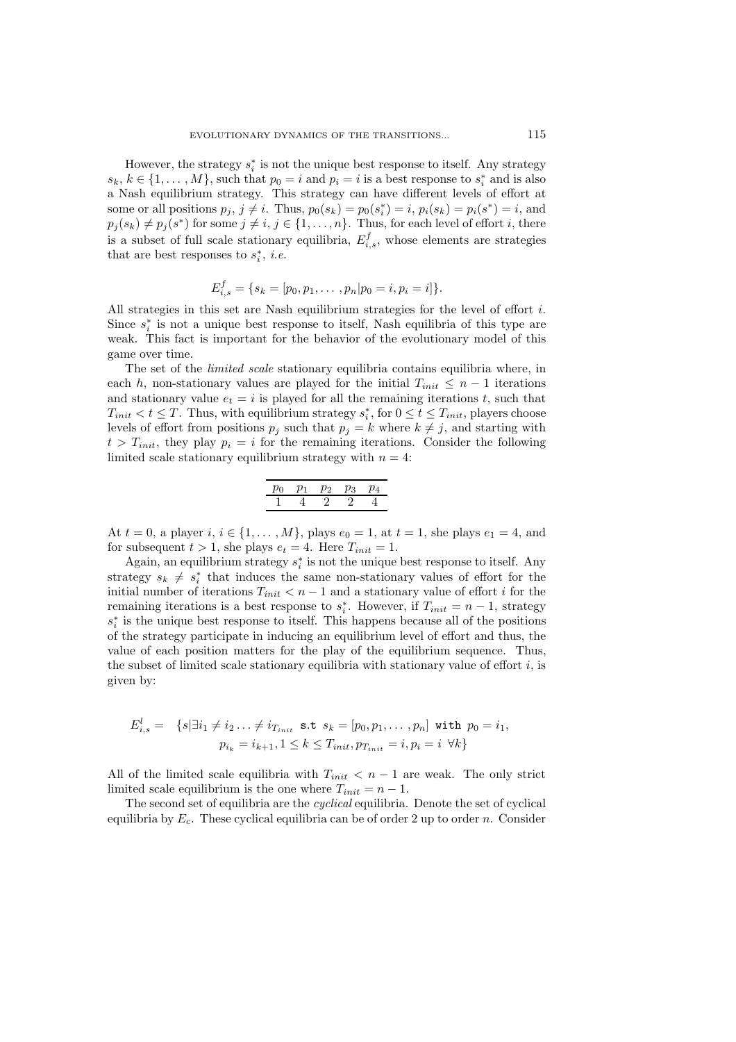However, the strategy $s_i^*$ is not the unique best response to itself. Any strategy $s_k$, $k \in \{1, \dots, M\}$, such that $p_0 = i$ and $p_i = i$ is a best response to $s_i^*$ and is also a Nash equilibrium strategy. This strategy can have different levels of effort at some or all positions $p_j$, $j \neq i$. Thus, $p_0(s_k) = p_0(s_i^*) = i$, $p_i(s_k) = p_i(s^*) = i$, and $p_j(s_k) \neq p_j(s^*)$ for some $j \neq i$, $j \in \{1, \dots, n\}$. Thus, for each level of effort $i$, there is a subset of full scale stationary equilibria, $E_{i,s}^f$, whose elements are strategies that are best responses to $s_i^*$, *i.e.*

$$E_{i,s}^f = \{s_k = [p_0, p_1, \dots, p_n | p_0 = i, p_i = i]\}.$$

All strategies in this set are Nash equilibrium strategies for the level of effort $i$. Since $s_i^*$ is not a unique best response to itself, Nash equilibria of this type are weak. This fact is important for the behavior of the evolutionary model of this game over time.

The set of the *limited scale* stationary equilibria contains equilibria where, in each $h$, non-stationary values are played for the initial $T_{init} \leq n-1$ iterations and stationary value $e_t = i$ is played for all the remaining iterations $t$, such that $T_{init} < t \leq T$. Thus, with equilibrium strategy $s_i^*$, for $0 \leq t \leq T_{init}$, players choose levels of effort from positions $p_j$ such that $p_j = k$ where $k \neq j$, and starting with $t > T_{init}$, they play $p_i = i$ for the remaining iterations. Consider the following limited scale stationary equilibrium strategy with $n = 4$:

| $p_0$ | $p_1$ | $p_2$ | $p_3$ | $p_4$ |
|---|---|---|---|---|
| 1 | 4 | 2 | 2 | 4 |

At $t = 0$, a player $i$, $i \in \{1, \dots, M\}$, plays $e_0 = 1$, at $t = 1$, she plays $e_1 = 4$, and for subsequent $t > 1$, she plays $e_t = 4$. Here $T_{init} = 1$.

Again, an equilibrium strategy $s_i^*$ is not the unique best response to itself. Any strategy $s_k \neq s_i^*$ that induces the same non-stationary values of effort for the initial number of iterations $T_{init} < n-1$ and a stationary value of effort $i$ for the remaining iterations is a best response to $s_i^*$. However, if $T_{init} = n-1$, strategy $s_i^*$ is the unique best response to itself. This happens because all of the positions of the strategy participate in inducing an equilibrium level of effort and thus, the value of each position matters for the play of the equilibrium sequence. Thus, the subset of limited scale stationary equilibria with stationary value of effort $i$, is given by:

$$\begin{aligned} E_{i,s}^l = \quad & \{s | \exists i_1 \neq i_2 \dots \neq i_{T_{init}} \ \texttt{s.t} \ s_k = [p_0, p_1, \dots, p_n] \ \texttt{with} \ p_0 = i_1, \\ & p_{i_k} = i_{k+1}, 1 \leq k \leq T_{init}, p_{T_{init}} = i, p_i = i \ \forall k\} \end{aligned}$$

All of the limited scale equilibria with $T_{init} < n-1$ are weak. The only strict limited scale equilibrium is the one where $T_{init} = n-1$.

The second set of equilibria are the *cyclical* equilibria. Denote the set of cyclical equilibria by $E_c$. These cyclical equilibria can be of order 2 up to order $n$. Consider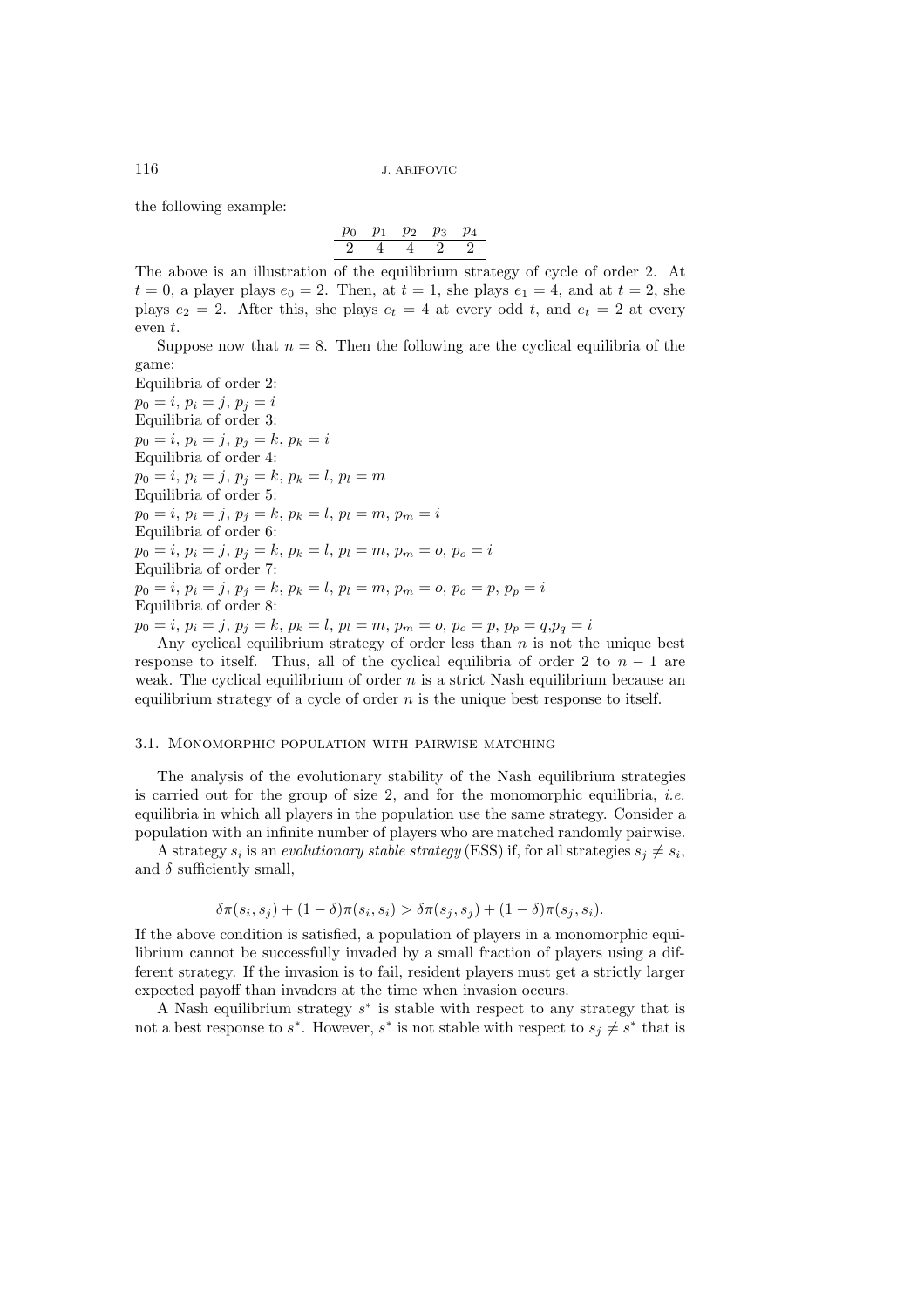the following example:

| $p_0$ | $p_1$ | $p_2$ | $p_3$ | $p_4$ |
|---|---|---|---|---|
| 2 | 4 | 4 | 2 | 2 |

The above is an illustration of the equilibrium strategy of cycle of order 2. At $t = 0$, a player plays $e_0 = 2$. Then, at $t = 1$, she plays $e_1 = 4$, and at $t = 2$, she plays $e_2 = 2$. After this, she plays $e_t = 4$ at every odd $t$, and $e_t = 2$ at every even $t$.

Suppose now that $n = 8$. Then the following are the cyclical equilibria of the game:

Equilibria of order 2:
$p_0 = i$, $p_i = j$, $p_j = i$
Equilibria of order 3:
$p_0 = i$, $p_i = j$, $p_j = k$, $p_k = i$
Equilibria of order 4:
$p_0 = i$, $p_i = j$, $p_j = k$, $p_k = l$, $p_l = m$
Equilibria of order 5:
$p_0 = i$, $p_i = j$, $p_j = k$, $p_k = l$, $p_l = m$, $p_m = i$
Equilibria of order 6:
$p_0 = i$, $p_i = j$, $p_j = k$, $p_k = l$, $p_l = m$, $p_m = o$, $p_o = i$
Equilibria of order 7:
$p_0 = i$, $p_i = j$, $p_j = k$, $p_k = l$, $p_l = m$, $p_m = o$, $p_o = p$, $p_p = i$
Equilibria of order 8:
$p_0 = i$, $p_i = j$, $p_j = k$, $p_k = l$, $p_l = m$, $p_m = o$, $p_o = p$, $p_p = q$,$p_q = i$

Any cyclical equilibrium strategy of order less than $n$ is not the unique best response to itself. Thus, all of the cyclical equilibria of order 2 to $n - 1$ are weak. The cyclical equilibrium of order $n$ is a strict Nash equilibrium because an equilibrium strategy of a cycle of order $n$ is the unique best response to itself.

### 3.1. Monomorphic population with pairwise matching

The analysis of the evolutionary stability of the Nash equilibrium strategies is carried out for the group of size 2, and for the monomorphic equilibria, *i.e.* equilibria in which all players in the population use the same strategy. Consider a population with an infinite number of players who are matched randomly pairwise.

A strategy $s_i$ is an *evolutionary stable strategy* (ESS) if, for all strategies $s_j \neq s_i$, and $\delta$ sufficiently small,

$$\delta\pi(s_i, s_j) + (1 - \delta)\pi(s_i, s_i) > \delta\pi(s_j, s_j) + (1 - \delta)\pi(s_j, s_i).$$

If the above condition is satisfied, a population of players in a monomorphic equilibrium cannot be successfully invaded by a small fraction of players using a different strategy. If the invasion is to fail, resident players must get a strictly larger expected payoff than invaders at the time when invasion occurs.

A Nash equilibrium strategy $s^*$ is stable with respect to any strategy that is not a best response to $s^*$. However, $s^*$ is not stable with respect to $s_j \neq s^*$ that is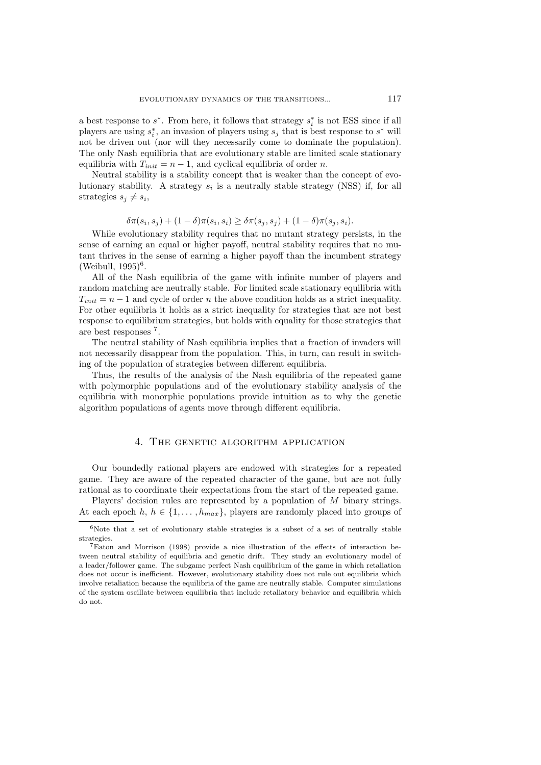a best response to $s^*$. From here, it follows that strategy $s_i^*$ is not ESS since if all players are using $s_i^*$, an invasion of players using $s_j$ that is best response to $s^*$ will not be driven out (nor will they necessarily come to dominate the population). The only Nash equilibria that are evolutionary stable are limited scale stationary equilibria with $T_{init} = n - 1$, and cyclical equilibria of order $n$.

Neutral stability is a stability concept that is weaker than the concept of evolutionary stability. A strategy $s_i$ is a neutrally stable strategy (NSS) if, for all strategies $s_j \neq s_i$,

$$\delta\pi(s_i, s_j) + (1 - \delta)\pi(s_i, s_i) \geq \delta\pi(s_j, s_j) + (1 - \delta)\pi(s_j, s_i).$$

While evolutionary stability requires that no mutant strategy persists, in the sense of earning an equal or higher payoff, neutral stability requires that no mutant thrives in the sense of earning a higher payoff than the incumbent strategy (Weibull, 1995)[6].

All of the Nash equilibria of the game with infinite number of players and random matching are neutrally stable. For limited scale stationary equilibria with $T_{init} = n - 1$ and cycle of order $n$ the above condition holds as a strict inequality. For other equilibria it holds as a strict inequality for strategies that are not best response to equilibrium strategies, but holds with equality for those strategies that are best responses [7].

The neutral stability of Nash equilibria implies that a fraction of invaders will not necessarily disappear from the population. This, in turn, can result in switching of the population of strategies between different equilibria.

Thus, the results of the analysis of the Nash equilibria of the repeated game with polymorphic populations and of the evolutionary stability analysis of the equilibria with monorphic populations provide intuition as to why the genetic algorithm populations of agents move through different equilibria.

## 4. The genetic algorithm application

Our boundedly rational players are endowed with strategies for a repeated game. They are aware of the repeated character of the game, but are not fully rational as to coordinate their expectations from the start of the repeated game.

Players' decision rules are represented by a population of $M$ binary strings. At each epoch $h$, $h \in \{1, \ldots, h_{max}\}$, players are randomly placed into groups of

[6] Note that a set of evolutionary stable strategies is a subset of a set of neutrally stable strategies.

[7] Eaton and Morrison (1998) provide a nice illustration of the effects of interaction between neutral stability of equilibria and genetic drift. They study an evolutionary model of a leader/follower game. The subgame perfect Nash equilibrium of the game in which retaliation does not occur is inefficient. However, evolutionary stability does not rule out equilibria which involve retaliation because the equilibria of the game are neutrally stable. Computer simulations of the system oscillate between equilibria that include retaliatory behavior and equilibria which do not.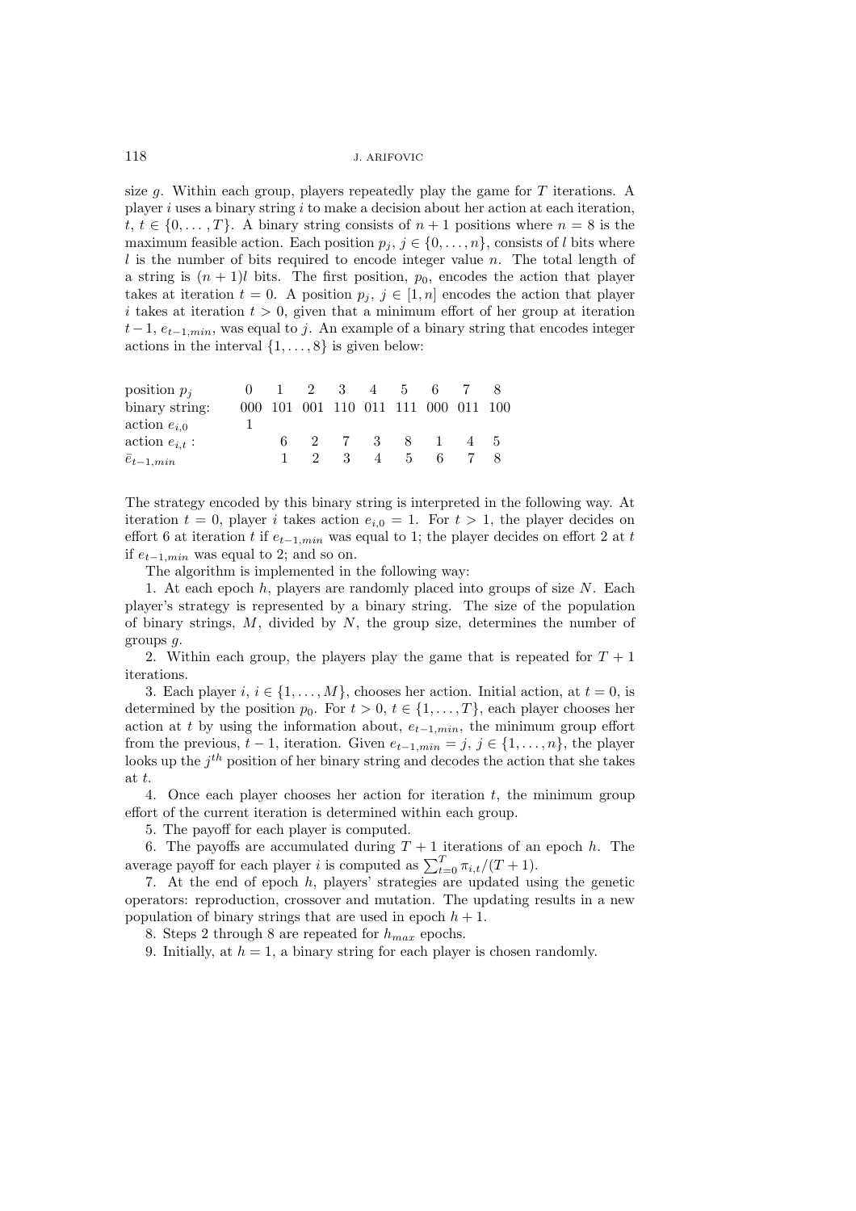size $g$. Within each group, players repeatedly play the game for $T$ iterations. A player $i$ uses a binary string $i$ to make a decision about her action at each iteration, $t$, $t \in \{0, \ldots, T\}$. A binary string consists of $n+1$ positions where $n = 8$ is the maximum feasible action. Each position $p_j$, $j \in \{0, \ldots, n\}$, consists of $l$ bits where $l$ is the number of bits required to encode integer value $n$. The total length of a string is $(n+1)l$ bits. The first position, $p_0$, encodes the action that player takes at iteration $t = 0$. A position $p_j$, $j \in [1, n]$ encodes the action that player $i$ takes at iteration $t > 0$, given that a minimum effort of her group at iteration $t-1$, $e_{t-1,min}$, was equal to $j$. An example of a binary string that encodes integer actions in the interval $\{1, \ldots, 8\}$ is given below:

| position $p_j$ | 0 | 1 | 2 | 3 | 4 | 5 | 6 | 7 | 8 |
|---|---|---|---|---|---|---|---|---|---|
| binary string: | 000 | 101 | 001 | 110 | 011 | 111 | 000 | 011 | 100 |
| action $e_{i,0}$ | 1 | | | | | | | | |
| action $e_{i,t}$ : | | 6 | 2 | 7 | 3 | 8 | 1 | 4 | 5 |
| $\bar{e}_{t-1,min}$ | | 1 | 2 | 3 | 4 | 5 | 6 | 7 | 8 |

The strategy encoded by this binary string is interpreted in the following way. At iteration $t = 0$, player $i$ takes action $e_{i,0} = 1$. For $t > 1$, the player decides on effort 6 at iteration $t$ if $e_{t-1,min}$ was equal to 1; the player decides on effort 2 at $t$ if $e_{t-1,min}$ was equal to 2; and so on.

The algorithm is implemented in the following way:

1. At each epoch $h$, players are randomly placed into groups of size $N$. Each player's strategy is represented by a binary string. The size of the population of binary strings, $M$, divided by $N$, the group size, determines the number of groups $g$.

2. Within each group, the players play the game that is repeated for $T+1$ iterations.

3. Each player $i$, $i \in \{1, \ldots, M\}$, chooses her action. Initial action, at $t = 0$, is determined by the position $p_0$. For $t > 0$, $t \in \{1, \ldots, T\}$, each player chooses her action at $t$ by using the information about, $e_{t-1,min}$, the minimum group effort from the previous, $t-1$, iteration. Given $e_{t-1,min} = j$, $j \in \{1, \ldots, n\}$, the player looks up the $j^{th}$ position of her binary string and decodes the action that she takes at $t$.

4. Once each player chooses her action for iteration $t$, the minimum group effort of the current iteration is determined within each group.

5. The payoff for each player is computed.

6. The payoffs are accumulated during $T+1$ iterations of an epoch $h$. The average payoff for each player $i$ is computed as $\sum_{t=0}^{T} \pi_{i,t}/(T+1)$.

7. At the end of epoch $h$, players' strategies are updated using the genetic operators: reproduction, crossover and mutation. The updating results in a new population of binary strings that are used in epoch $h+1$.

8. Steps 2 through 8 are repeated for $h_{max}$ epochs.

9. Initially, at $h = 1$, a binary string for each player is chosen randomly.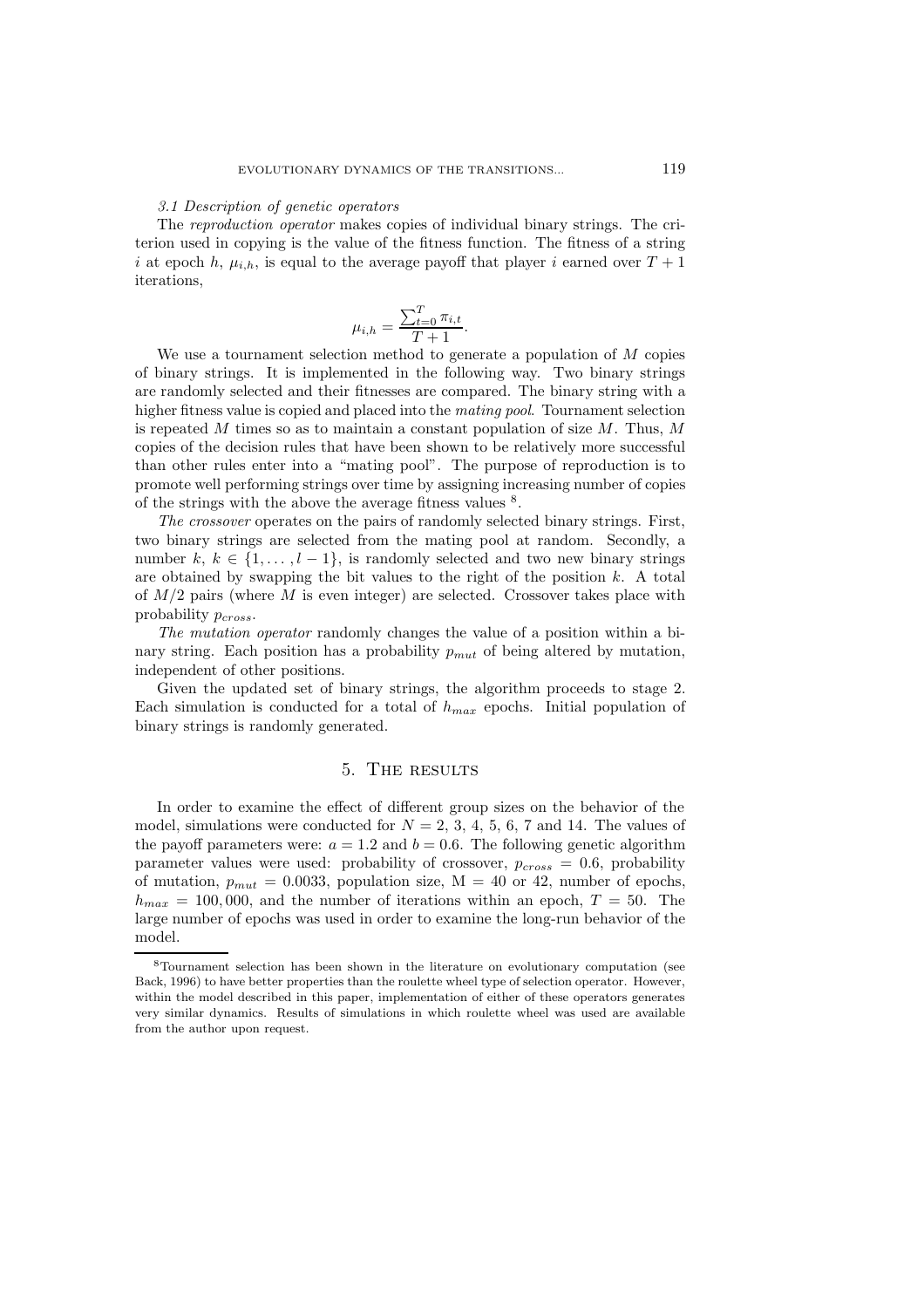*3.1 Description of genetic operators*

The *reproduction operator* makes copies of individual binary strings. The criterion used in copying is the value of the fitness function. The fitness of a string $i$ at epoch $h$, $\mu_{i,h}$, is equal to the average payoff that player $i$ earned over $T+1$ iterations,

$$\mu_{i,h} = \frac{\sum_{t=0}^{T} \pi_{i,t}}{T+1}.$$

We use a tournament selection method to generate a population of $M$ copies of binary strings. It is implemented in the following way. Two binary strings are randomly selected and their fitnesses are compared. The binary string with a higher fitness value is copied and placed into the *mating pool*. Tournament selection is repeated $M$ times so as to maintain a constant population of size $M$. Thus, $M$ copies of the decision rules that have been shown to be relatively more successful than other rules enter into a "mating pool". The purpose of reproduction is to promote well performing strings over time by assigning increasing number of copies of the strings with the above the average fitness values [8].

*The crossover* operates on the pairs of randomly selected binary strings. First, two binary strings are selected from the mating pool at random. Secondly, a number $k$, $k \in \{1, \ldots, l-1\}$, is randomly selected and two new binary strings are obtained by swapping the bit values to the right of the position $k$. A total of $M/2$ pairs (where $M$ is even integer) are selected. Crossover takes place with probability $p_{cross}$.

*The mutation operator* randomly changes the value of a position within a binary string. Each position has a probability $p_{mut}$ of being altered by mutation, independent of other positions.

Given the updated set of binary strings, the algorithm proceeds to stage 2. Each simulation is conducted for a total of $h_{max}$ epochs. Initial population of binary strings is randomly generated.

## 5. The results

In order to examine the effect of different group sizes on the behavior of the model, simulations were conducted for $N = 2, 3, 4, 5, 6, 7$ and 14. The values of the payoff parameters were: $a = 1.2$ and $b = 0.6$. The following genetic algorithm parameter values were used: probability of crossover, $p_{cross} = 0.6$, probability of mutation, $p_{mut} = 0.0033$, population size, M = 40 or 42, number of epochs, $h_{max} = 100,000$, and the number of iterations within an epoch, $T = 50$. The large number of epochs was used in order to examine the long-run behavior of the model.

[8] Tournament selection has been shown in the literature on evolutionary computation (see Back, 1996) to have better properties than the roulette wheel type of selection operator. However, within the model described in this paper, implementation of either of these operators generates very similar dynamics. Results of simulations in which roulette wheel was used are available from the author upon request.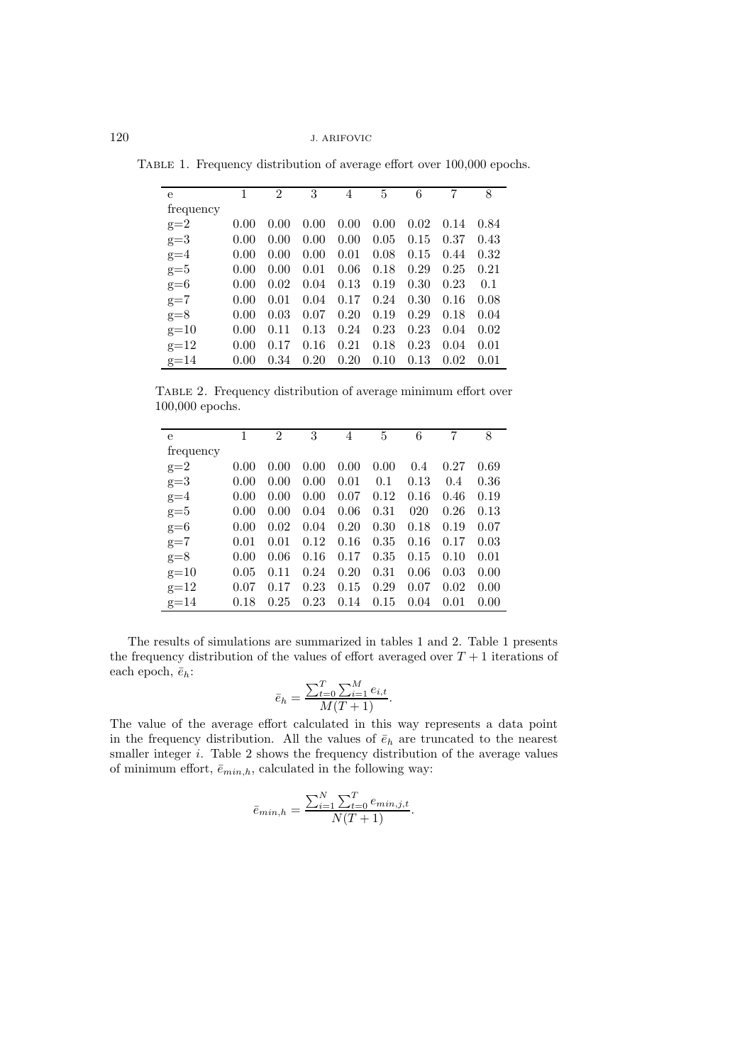TABLE 1. Frequency distribution of average effort over 100,000 epochs.

| e | 1 | 2 | 3 | 4 | 5 | 6 | 7 | 8 |
|---|---|---|---|---|---|---|---|---|
| frequency | | | | | | | | |
| g=2 | 0.00 | 0.00 | 0.00 | 0.00 | 0.00 | 0.02 | 0.14 | 0.84 |
| g=3 | 0.00 | 0.00 | 0.00 | 0.00 | 0.05 | 0.15 | 0.37 | 0.43 |
| g=4 | 0.00 | 0.00 | 0.00 | 0.01 | 0.08 | 0.15 | 0.44 | 0.32 |
| g=5 | 0.00 | 0.00 | 0.01 | 0.06 | 0.18 | 0.29 | 0.25 | 0.21 |
| g=6 | 0.00 | 0.02 | 0.04 | 0.13 | 0.19 | 0.30 | 0.23 | 0.1 |
| g=7 | 0.00 | 0.01 | 0.04 | 0.17 | 0.24 | 0.30 | 0.16 | 0.08 |
| g=8 | 0.00 | 0.03 | 0.07 | 0.20 | 0.19 | 0.29 | 0.18 | 0.04 |
| g=10 | 0.00 | 0.11 | 0.13 | 0.24 | 0.23 | 0.23 | 0.04 | 0.02 |
| g=12 | 0.00 | 0.17 | 0.16 | 0.21 | 0.18 | 0.23 | 0.04 | 0.01 |
| g=14 | 0.00 | 0.34 | 0.20 | 0.20 | 0.10 | 0.13 | 0.02 | 0.01 |

TABLE 2. Frequency distribution of average minimum effort over 100,000 epochs.

| e | 1 | 2 | 3 | 4 | 5 | 6 | 7 | 8 |
|---|---|---|---|---|---|---|---|---|
| frequency | | | | | | | | |
| g=2 | 0.00 | 0.00 | 0.00 | 0.00 | 0.00 | 0.4 | 0.27 | 0.69 |
| g=3 | 0.00 | 0.00 | 0.00 | 0.01 | 0.1 | 0.13 | 0.4 | 0.36 |
| g=4 | 0.00 | 0.00 | 0.00 | 0.07 | 0.12 | 0.16 | 0.46 | 0.19 |
| g=5 | 0.00 | 0.00 | 0.04 | 0.06 | 0.31 | 020 | 0.26 | 0.13 |
| g=6 | 0.00 | 0.02 | 0.04 | 0.20 | 0.30 | 0.18 | 0.19 | 0.07 |
| g=7 | 0.01 | 0.01 | 0.12 | 0.16 | 0.35 | 0.16 | 0.17 | 0.03 |
| g=8 | 0.00 | 0.06 | 0.16 | 0.17 | 0.35 | 0.15 | 0.10 | 0.01 |
| g=10 | 0.05 | 0.11 | 0.24 | 0.20 | 0.31 | 0.06 | 0.03 | 0.00 |
| g=12 | 0.07 | 0.17 | 0.23 | 0.15 | 0.29 | 0.07 | 0.02 | 0.00 |
| g=14 | 0.18 | 0.25 | 0.23 | 0.14 | 0.15 | 0.04 | 0.01 | 0.00 |

The results of simulations are summarized in tables 1 and 2. Table 1 presents the frequency distribution of the values of effort averaged over $T+1$ iterations of each epoch, $\bar{e}_h$:

$$\bar{e}_h = \frac{\sum_{t=0}^{T} \sum_{i=1}^{M} e_{i,t}}{M(T+1)}.$$

The value of the average effort calculated in this way represents a data point in the frequency distribution. All the values of $\bar{e}_h$ are truncated to the nearest smaller integer $i$. Table 2 shows the frequency distribution of the average values of minimum effort, $\bar{e}_{min,h}$, calculated in the following way:

$$\bar{e}_{min,h} = \frac{\sum_{i=1}^{N} \sum_{t=0}^{T} e_{min,j,t}}{N(T+1)}.$$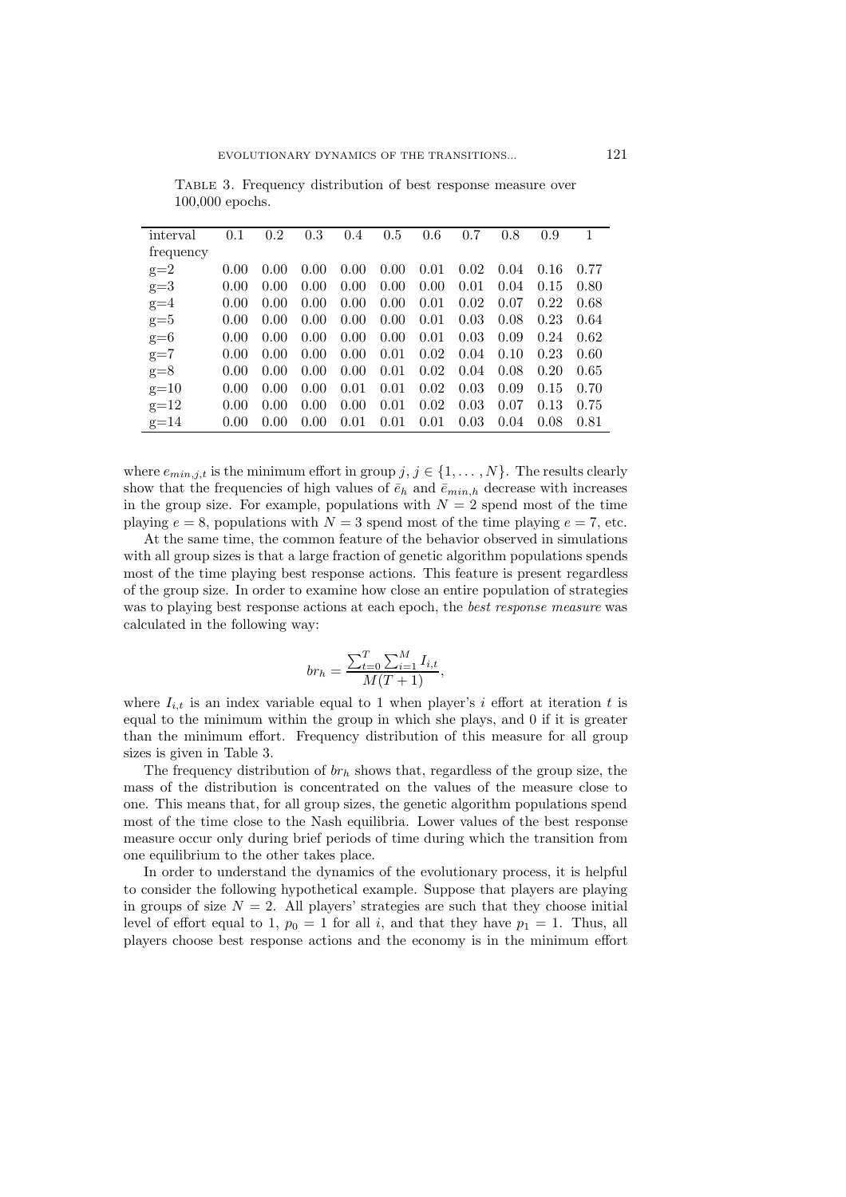Table 3. Frequency distribution of best response measure over 100,000 epochs.

| interval | 0.1 | 0.2 | 0.3 | 0.4 | 0.5 | 0.6 | 0.7 | 0.8 | 0.9 | 1 |
|---|---|---|---|---|---|---|---|---|---|---|
| frequency | | | | | | | | | | |
| g=2 | 0.00 | 0.00 | 0.00 | 0.00 | 0.00 | 0.01 | 0.02 | 0.04 | 0.16 | 0.77 |
| g=3 | 0.00 | 0.00 | 0.00 | 0.00 | 0.00 | 0.00 | 0.01 | 0.04 | 0.15 | 0.80 |
| g=4 | 0.00 | 0.00 | 0.00 | 0.00 | 0.00 | 0.01 | 0.02 | 0.07 | 0.22 | 0.68 |
| g=5 | 0.00 | 0.00 | 0.00 | 0.00 | 0.00 | 0.01 | 0.03 | 0.08 | 0.23 | 0.64 |
| g=6 | 0.00 | 0.00 | 0.00 | 0.00 | 0.00 | 0.01 | 0.03 | 0.09 | 0.24 | 0.62 |
| g=7 | 0.00 | 0.00 | 0.00 | 0.00 | 0.01 | 0.02 | 0.04 | 0.10 | 0.23 | 0.60 |
| g=8 | 0.00 | 0.00 | 0.00 | 0.00 | 0.01 | 0.02 | 0.04 | 0.08 | 0.20 | 0.65 |
| g=10 | 0.00 | 0.00 | 0.00 | 0.01 | 0.01 | 0.02 | 0.03 | 0.09 | 0.15 | 0.70 |
| g=12 | 0.00 | 0.00 | 0.00 | 0.00 | 0.01 | 0.02 | 0.03 | 0.07 | 0.13 | 0.75 |
| g=14 | 0.00 | 0.00 | 0.00 | 0.01 | 0.01 | 0.01 | 0.03 | 0.04 | 0.08 | 0.81 |

where $e_{min,j,t}$ is the minimum effort in group $j$, $j \in \{1, \ldots, N\}$. The results clearly show that the frequencies of high values of $\bar{e}_h$ and $\bar{e}_{min,h}$ decrease with increases in the group size. For example, populations with $N = 2$ spend most of the time playing $e = 8$, populations with $N = 3$ spend most of the time playing $e = 7$, etc.

At the same time, the common feature of the behavior observed in simulations with all group sizes is that a large fraction of genetic algorithm populations spends most of the time playing best response actions. This feature is present regardless of the group size. In order to examine how close an entire population of strategies was to playing best response actions at each epoch, the *best response measure* was calculated in the following way:

$$br_h = \frac{\sum_{t=0}^{T} \sum_{i=1}^{M} I_{i,t}}{M(T+1)},$$

where $I_{i,t}$ is an index variable equal to 1 when player's $i$ effort at iteration $t$ is equal to the minimum within the group in which she plays, and 0 if it is greater than the minimum effort. Frequency distribution of this measure for all group sizes is given in Table 3.

The frequency distribution of $br_h$ shows that, regardless of the group size, the mass of the distribution is concentrated on the values of the measure close to one. This means that, for all group sizes, the genetic algorithm populations spend most of the time close to the Nash equilibria. Lower values of the best response measure occur only during brief periods of time during which the transition from one equilibrium to the other takes place.

In order to understand the dynamics of the evolutionary process, it is helpful to consider the following hypothetical example. Suppose that players are playing in groups of size $N = 2$. All players' strategies are such that they choose initial level of effort equal to 1, $p_0 = 1$ for all $i$, and that they have $p_1 = 1$. Thus, all players choose best response actions and the economy is in the minimum effort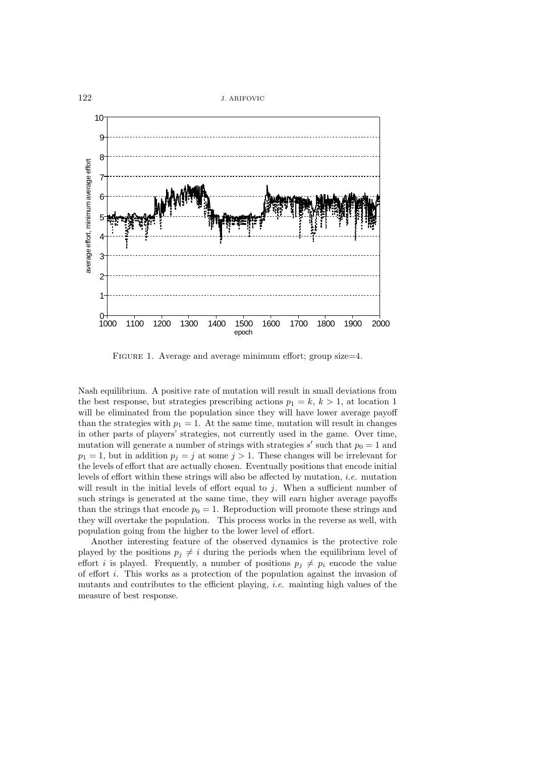FIGURE 1. Average and average minimum effort; group size=4.

Nash equilibrium. A positive rate of mutation will result in small deviations from the best response, but strategies prescribing actions $p_1 = k$, $k > 1$, at location 1 will be eliminated from the population since they will have lower average payoff than the strategies with $p_1 = 1$. At the same time, mutation will result in changes in other parts of players' strategies, not currently used in the game. Over time, mutation will generate a number of strings with strategies $s'$ such that $p_0 = 1$ and $p_1 = 1$, but in addition $p_j = j$ at some $j > 1$. These changes will be irrelevant for the levels of effort that are actually chosen. Eventually positions that encode initial levels of effort within these strings will also be affected by mutation, *i.e.* mutation will result in the initial levels of effort equal to $j$. When a sufficient number of such strings is generated at the same time, they will earn higher average payoffs than the strings that encode $p_0 = 1$. Reproduction will promote these strings and they will overtake the population. This process works in the reverse as well, with population going from the higher to the lower level of effort.

Another interesting feature of the observed dynamics is the protective role played by the positions $p_j \neq i$ during the periods when the equilibrium level of effort $i$ is played. Frequently, a number of positions $p_j \neq p_i$ encode the value of effort $i$. This works as a protection of the population against the invasion of mutants and contributes to the efficient playing, *i.e.* mainting high values of the measure of best response.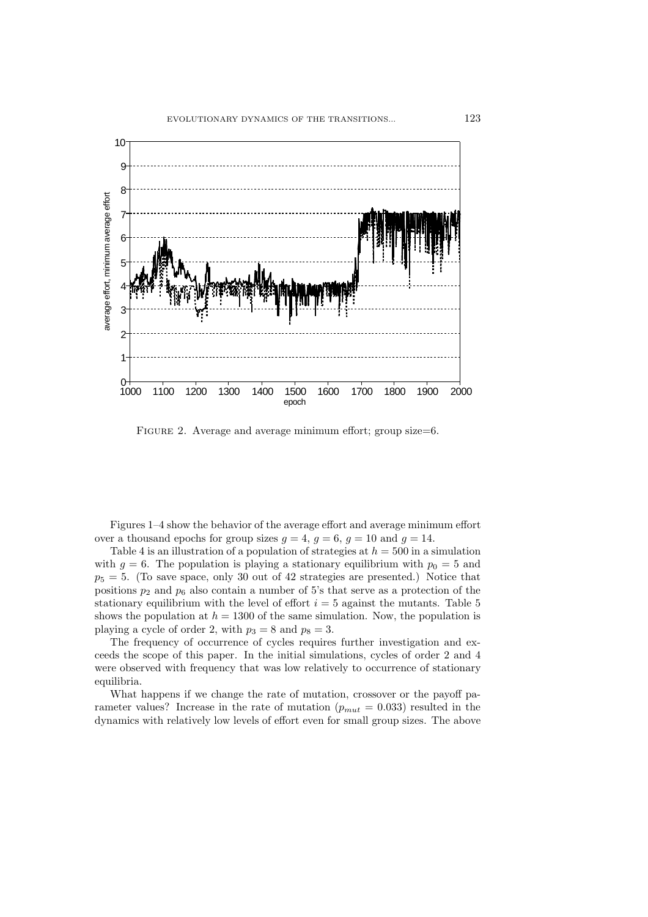FIGURE 2. Average and average minimum effort; group size=6.

Figures 1–4 show the behavior of the average effort and average minimum effort over a thousand epochs for group sizes $g = 4$, $g = 6$, $g = 10$ and $g = 14$.

Table 4 is an illustration of a population of strategies at $h = 500$ in a simulation with $g = 6$. The population is playing a stationary equilibrium with $p_0 = 5$ and $p_5 = 5$. (To save space, only 30 out of 42 strategies are presented.) Notice that positions $p_2$ and $p_6$ also contain a number of 5's that serve as a protection of the stationary equilibrium with the level of effort $i = 5$ against the mutants. Table 5 shows the population at $h = 1300$ of the same simulation. Now, the population is playing a cycle of order 2, with $p_3 = 8$ and $p_8 = 3$.

The frequency of occurrence of cycles requires further investigation and exceeds the scope of this paper. In the initial simulations, cycles of order 2 and 4 were observed with frequency that was low relatively to occurrence of stationary equilibria.

What happens if we change the rate of mutation, crossover or the payoff parameter values? Increase in the rate of mutation ($p_{mut} = 0.033$) resulted in the dynamics with relatively low levels of effort even for small group sizes. The above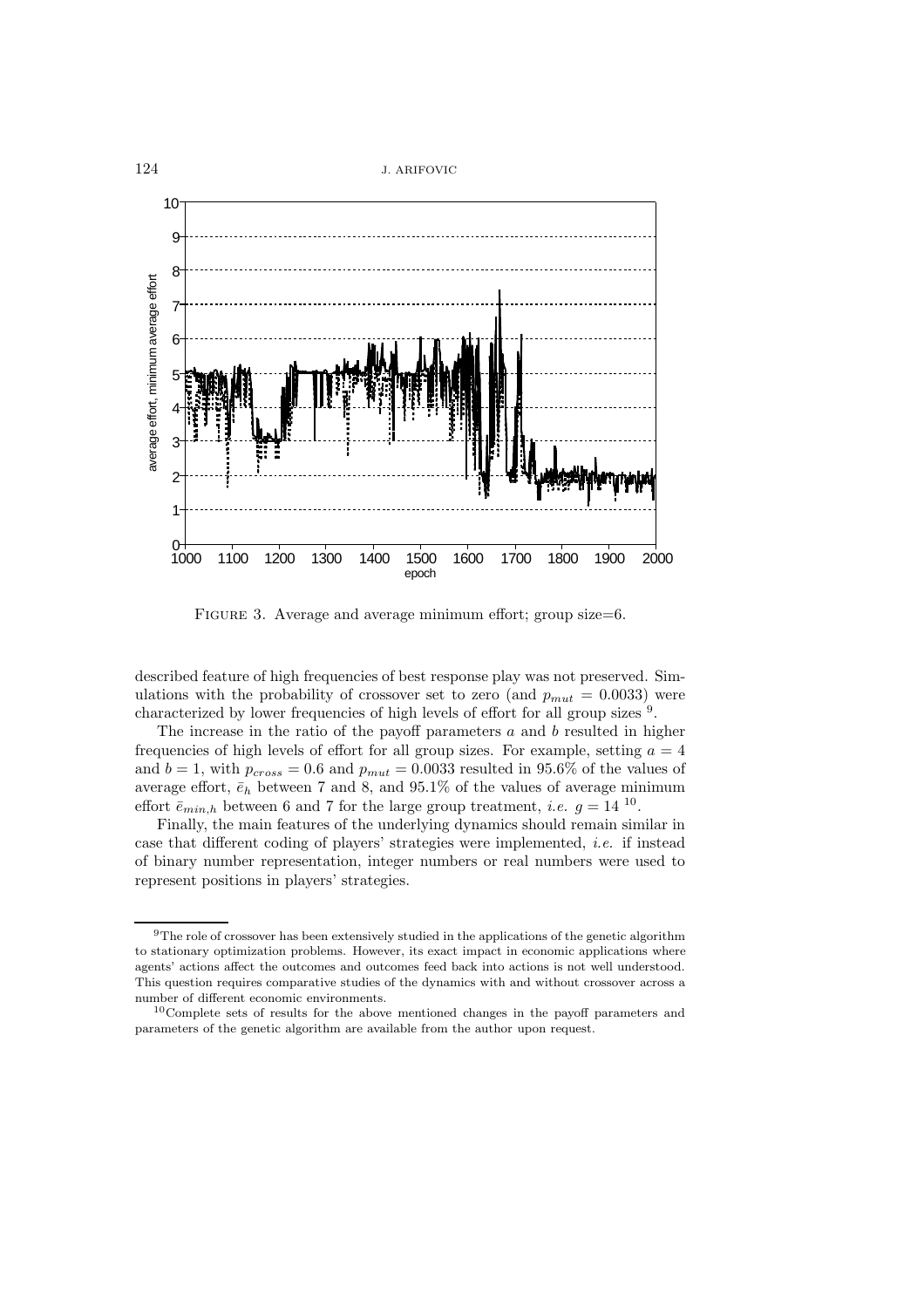FIGURE 3. Average and average minimum effort; group size=6.

described feature of high frequencies of best response play was not preserved. Simulations with the probability of crossover set to zero (and $p_{mut} = 0.0033$) were characterized by lower frequencies of high levels of effort for all group sizes [9].

The increase in the ratio of the payoff parameters $a$ and $b$ resulted in higher frequencies of high levels of effort for all group sizes. For example, setting $a = 4$ and $b = 1$, with $p_{cross} = 0.6$ and $p_{mut} = 0.0033$ resulted in 95.6% of the values of average effort, $\bar{e}_h$ between 7 and 8, and 95.1% of the values of average minimum effort $\bar{e}_{min,h}$ between 6 and 7 for the large group treatment, *i.e.* $g = 14$ [10].

Finally, the main features of the underlying dynamics should remain similar in case that different coding of players' strategies were implemented, *i.e.* if instead of binary number representation, integer numbers or real numbers were used to represent positions in players' strategies.

---

[9] The role of crossover has been extensively studied in the applications of the genetic algorithm to stationary optimization problems. However, its exact impact in economic applications where agents' actions affect the outcomes and outcomes feed back into actions is not well understood. This question requires comparative studies of the dynamics with and without crossover across a number of different economic environments.

[10] Complete sets of results for the above mentioned changes in the payoff parameters and parameters of the genetic algorithm are available from the author upon request.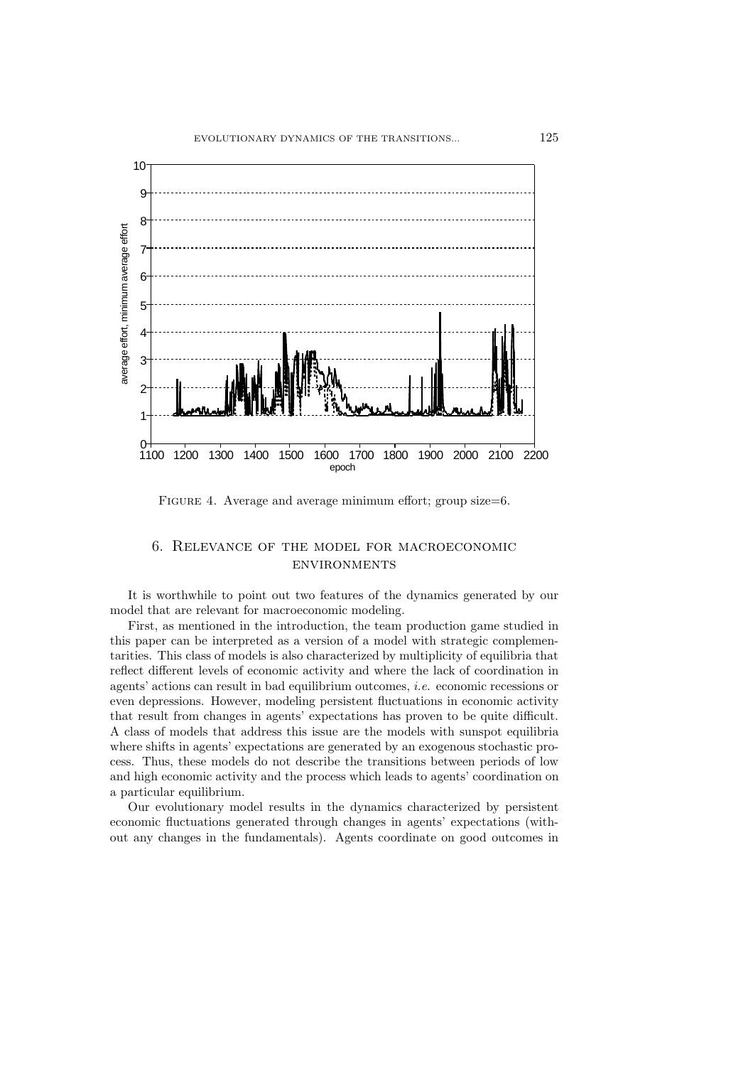Figure 4. Average and average minimum effort; group size=6.

## 6. Relevance of the model for macroeconomic environments

It is worthwhile to point out two features of the dynamics generated by our model that are relevant for macroeconomic modeling.

First, as mentioned in the introduction, the team production game studied in this paper can be interpreted as a version of a model with strategic complementarities. This class of models is also characterized by multiplicity of equilibria that reflect different levels of economic activity and where the lack of coordination in agents' actions can result in bad equilibrium outcomes, *i.e.* economic recessions or even depressions. However, modeling persistent fluctuations in economic activity that result from changes in agents' expectations has proven to be quite difficult. A class of models that address this issue are the models with sunspot equilibria where shifts in agents' expectations are generated by an exogenous stochastic process. Thus, these models do not describe the transitions between periods of low and high economic activity and the process which leads to agents' coordination on a particular equilibrium.

Our evolutionary model results in the dynamics characterized by persistent economic fluctuations generated through changes in agents' expectations (without any changes in the fundamentals). Agents coordinate on good outcomes in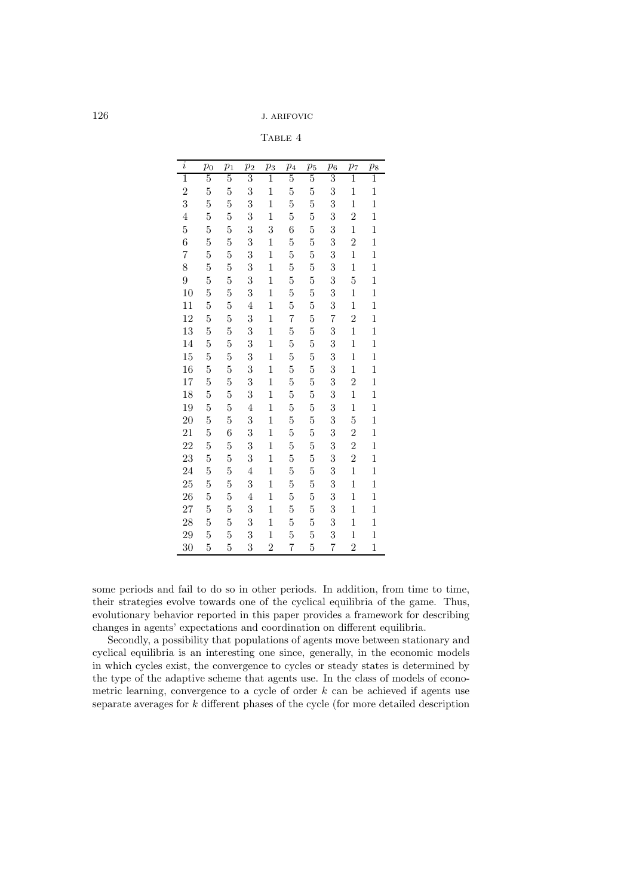TABLE 4

| $i$ | $p_0$ | $p_1$ | $p_2$ | $p_3$ | $p_4$ | $p_5$ | $p_6$ | $p_7$ | $p_8$ |
|---|---|---|---|---|---|---|---|---|---|
| 1 | 5 | 5 | 3 | 1 | 5 | 5 | 3 | 1 | 1 |
| 2 | 5 | 5 | 3 | 1 | 5 | 5 | 3 | 1 | 1 |
| 3 | 5 | 5 | 3 | 1 | 5 | 5 | 3 | 1 | 1 |
| 4 | 5 | 5 | 3 | 1 | 5 | 5 | 3 | 2 | 1 |
| 5 | 5 | 5 | 3 | 3 | 6 | 5 | 3 | 1 | 1 |
| 6 | 5 | 5 | 3 | 1 | 5 | 5 | 3 | 2 | 1 |
| 7 | 5 | 5 | 3 | 1 | 5 | 5 | 3 | 1 | 1 |
| 8 | 5 | 5 | 3 | 1 | 5 | 5 | 3 | 1 | 1 |
| 9 | 5 | 5 | 3 | 1 | 5 | 5 | 3 | 5 | 1 |
| 10 | 5 | 5 | 3 | 1 | 5 | 5 | 3 | 1 | 1 |
| 11 | 5 | 5 | 4 | 1 | 5 | 5 | 3 | 1 | 1 |
| 12 | 5 | 5 | 3 | 1 | 7 | 5 | 7 | 2 | 1 |
| 13 | 5 | 5 | 3 | 1 | 5 | 5 | 3 | 1 | 1 |
| 14 | 5 | 5 | 3 | 1 | 5 | 5 | 3 | 1 | 1 |
| 15 | 5 | 5 | 3 | 1 | 5 | 5 | 3 | 1 | 1 |
| 16 | 5 | 5 | 3 | 1 | 5 | 5 | 3 | 1 | 1 |
| 17 | 5 | 5 | 3 | 1 | 5 | 5 | 3 | 2 | 1 |
| 18 | 5 | 5 | 3 | 1 | 5 | 5 | 3 | 1 | 1 |
| 19 | 5 | 5 | 4 | 1 | 5 | 5 | 3 | 1 | 1 |
| 20 | 5 | 5 | 3 | 1 | 5 | 5 | 3 | 5 | 1 |
| 21 | 5 | 6 | 3 | 1 | 5 | 5 | 3 | 2 | 1 |
| 22 | 5 | 5 | 3 | 1 | 5 | 5 | 3 | 2 | 1 |
| 23 | 5 | 5 | 3 | 1 | 5 | 5 | 3 | 2 | 1 |
| 24 | 5 | 5 | 4 | 1 | 5 | 5 | 3 | 1 | 1 |
| 25 | 5 | 5 | 3 | 1 | 5 | 5 | 3 | 1 | 1 |
| 26 | 5 | 5 | 4 | 1 | 5 | 5 | 3 | 1 | 1 |
| 27 | 5 | 5 | 3 | 1 | 5 | 5 | 3 | 1 | 1 |
| 28 | 5 | 5 | 3 | 1 | 5 | 5 | 3 | 1 | 1 |
| 29 | 5 | 5 | 3 | 1 | 5 | 5 | 3 | 1 | 1 |
| 30 | 5 | 5 | 3 | 2 | 7 | 5 | 7 | 2 | 1 |

some periods and fail to do so in other periods. In addition, from time to time, their strategies evolve towards one of the cyclical equilibria of the game. Thus, evolutionary behavior reported in this paper provides a framework for describing changes in agents' expectations and coordination on different equilibria.

Secondly, a possibility that populations of agents move between stationary and cyclical equilibria is an interesting one since, generally, in the economic models in which cycles exist, the convergence to cycles or steady states is determined by the type of the adaptive scheme that agents use. In the class of models of econometric learning, convergence to a cycle of order $k$ can be achieved if agents use separate averages for $k$ different phases of the cycle (for more detailed description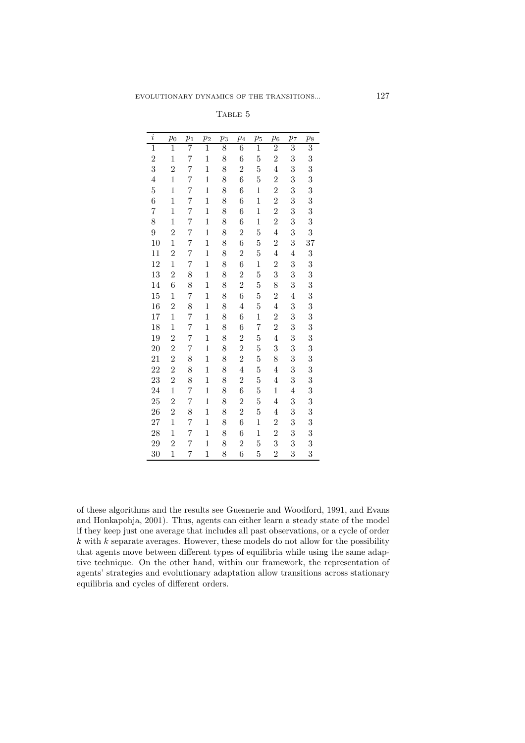TABLE 5

| $i$ | $p_0$ | $p_1$ | $p_2$ | $p_3$ | $p_4$ | $p_5$ | $p_6$ | $p_7$ | $p_8$ |
|---|---|---|---|---|---|---|---|---|---|
| 1 | 1 | 7 | 1 | 8 | 6 | 1 | 2 | 3 | 3 |
| 2 | 1 | 7 | 1 | 8 | 6 | 5 | 2 | 3 | 3 |
| 3 | 2 | 7 | 1 | 8 | 2 | 5 | 4 | 3 | 3 |
| 4 | 1 | 7 | 1 | 8 | 6 | 5 | 2 | 3 | 3 |
| 5 | 1 | 7 | 1 | 8 | 6 | 1 | 2 | 3 | 3 |
| 6 | 1 | 7 | 1 | 8 | 6 | 1 | 2 | 3 | 3 |
| 7 | 1 | 7 | 1 | 8 | 6 | 1 | 2 | 3 | 3 |
| 8 | 1 | 7 | 1 | 8 | 6 | 1 | 2 | 3 | 3 |
| 9 | 2 | 7 | 1 | 8 | 2 | 5 | 4 | 3 | 3 |
| 10 | 1 | 7 | 1 | 8 | 6 | 5 | 2 | 3 | 37 |
| 11 | 2 | 7 | 1 | 8 | 2 | 5 | 4 | 4 | 3 |
| 12 | 1 | 7 | 1 | 8 | 6 | 1 | 2 | 3 | 3 |
| 13 | 2 | 8 | 1 | 8 | 2 | 5 | 3 | 3 | 3 |
| 14 | 6 | 8 | 1 | 8 | 2 | 5 | 8 | 3 | 3 |
| 15 | 1 | 7 | 1 | 8 | 6 | 5 | 2 | 4 | 3 |
| 16 | 2 | 8 | 1 | 8 | 4 | 5 | 4 | 3 | 3 |
| 17 | 1 | 7 | 1 | 8 | 6 | 1 | 2 | 3 | 3 |
| 18 | 1 | 7 | 1 | 8 | 6 | 7 | 2 | 3 | 3 |
| 19 | 2 | 7 | 1 | 8 | 2 | 5 | 4 | 3 | 3 |
| 20 | 2 | 7 | 1 | 8 | 2 | 5 | 3 | 3 | 3 |
| 21 | 2 | 8 | 1 | 8 | 2 | 5 | 8 | 3 | 3 |
| 22 | 2 | 8 | 1 | 8 | 4 | 5 | 4 | 3 | 3 |
| 23 | 2 | 8 | 1 | 8 | 2 | 5 | 4 | 3 | 3 |
| 24 | 1 | 7 | 1 | 8 | 6 | 5 | 1 | 4 | 3 |
| 25 | 2 | 7 | 1 | 8 | 2 | 5 | 4 | 3 | 3 |
| 26 | 2 | 8 | 1 | 8 | 2 | 5 | 4 | 3 | 3 |
| 27 | 1 | 7 | 1 | 8 | 6 | 1 | 2 | 3 | 3 |
| 28 | 1 | 7 | 1 | 8 | 6 | 1 | 2 | 3 | 3 |
| 29 | 2 | 7 | 1 | 8 | 2 | 5 | 3 | 3 | 3 |
| 30 | 1 | 7 | 1 | 8 | 6 | 5 | 2 | 3 | 3 |

of these algorithms and the results see Guesnerie and Woodford, 1991, and Evans and Honkapohja, 2001). Thus, agents can either learn a steady state of the model if they keep just one average that includes all past observations, or a cycle of order $k$ with $k$ separate averages. However, these models do not allow for the possibility that agents move between different types of equilibria while using the same adaptive technique. On the other hand, within our framework, the representation of agents' strategies and evolutionary adaptation allow transitions across stationary equilibria and cycles of different orders.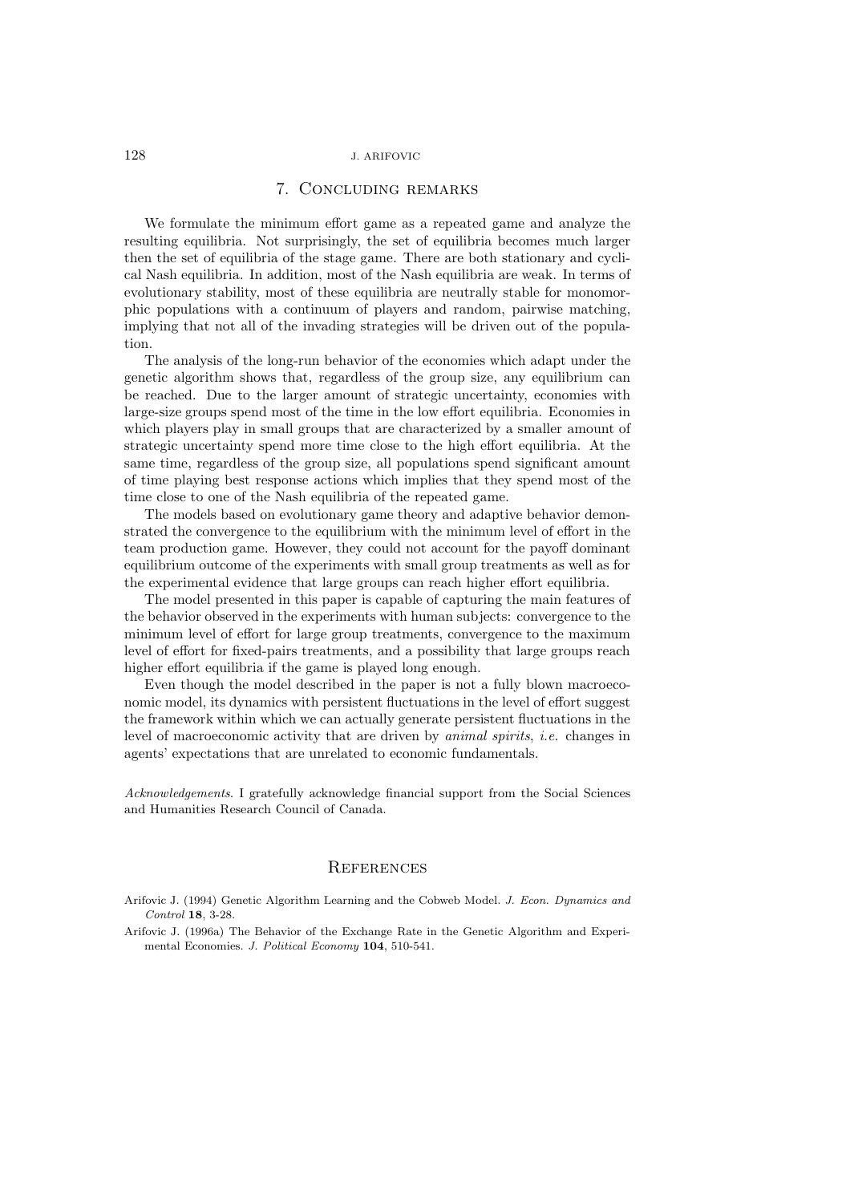## 7. Concluding remarks

We formulate the minimum effort game as a repeated game and analyze the resulting equilibria. Not surprisingly, the set of equilibria becomes much larger then the set of equilibria of the stage game. There are both stationary and cyclical Nash equilibria. In addition, most of the Nash equilibria are weak. In terms of evolutionary stability, most of these equilibria are neutrally stable for monomorphic populations with a continuum of players and random, pairwise matching, implying that not all of the invading strategies will be driven out of the population.

The analysis of the long-run behavior of the economies which adapt under the genetic algorithm shows that, regardless of the group size, any equilibrium can be reached. Due to the larger amount of strategic uncertainty, economies with large-size groups spend most of the time in the low effort equilibria. Economies in which players play in small groups that are characterized by a smaller amount of strategic uncertainty spend more time close to the high effort equilibria. At the same time, regardless of the group size, all populations spend significant amount of time playing best response actions which implies that they spend most of the time close to one of the Nash equilibria of the repeated game.

The models based on evolutionary game theory and adaptive behavior demonstrated the convergence to the equilibrium with the minimum level of effort in the team production game. However, they could not account for the payoff dominant equilibrium outcome of the experiments with small group treatments as well as for the experimental evidence that large groups can reach higher effort equilibria.

The model presented in this paper is capable of capturing the main features of the behavior observed in the experiments with human subjects: convergence to the minimum level of effort for large group treatments, convergence to the maximum level of effort for fixed-pairs treatments, and a possibility that large groups reach higher effort equilibria if the game is played long enough.

Even though the model described in the paper is not a fully blown macroeconomic model, its dynamics with persistent fluctuations in the level of effort suggest the framework within which we can actually generate persistent fluctuations in the level of macroeconomic activity that are driven by *animal spirits*, *i.e.* changes in agents' expectations that are unrelated to economic fundamentals.

*Acknowledgements*. I gratefully acknowledge financial support from the Social Sciences and Humanities Research Council of Canada.

## References

Arifovic J. (1994) Genetic Algorithm Learning and the Cobweb Model. *J. Econ. Dynamics and Control* **18**, 3-28.

Arifovic J. (1996a) The Behavior of the Exchange Rate in the Genetic Algorithm and Experimental Economies. *J. Political Economy* **104**, 510-541.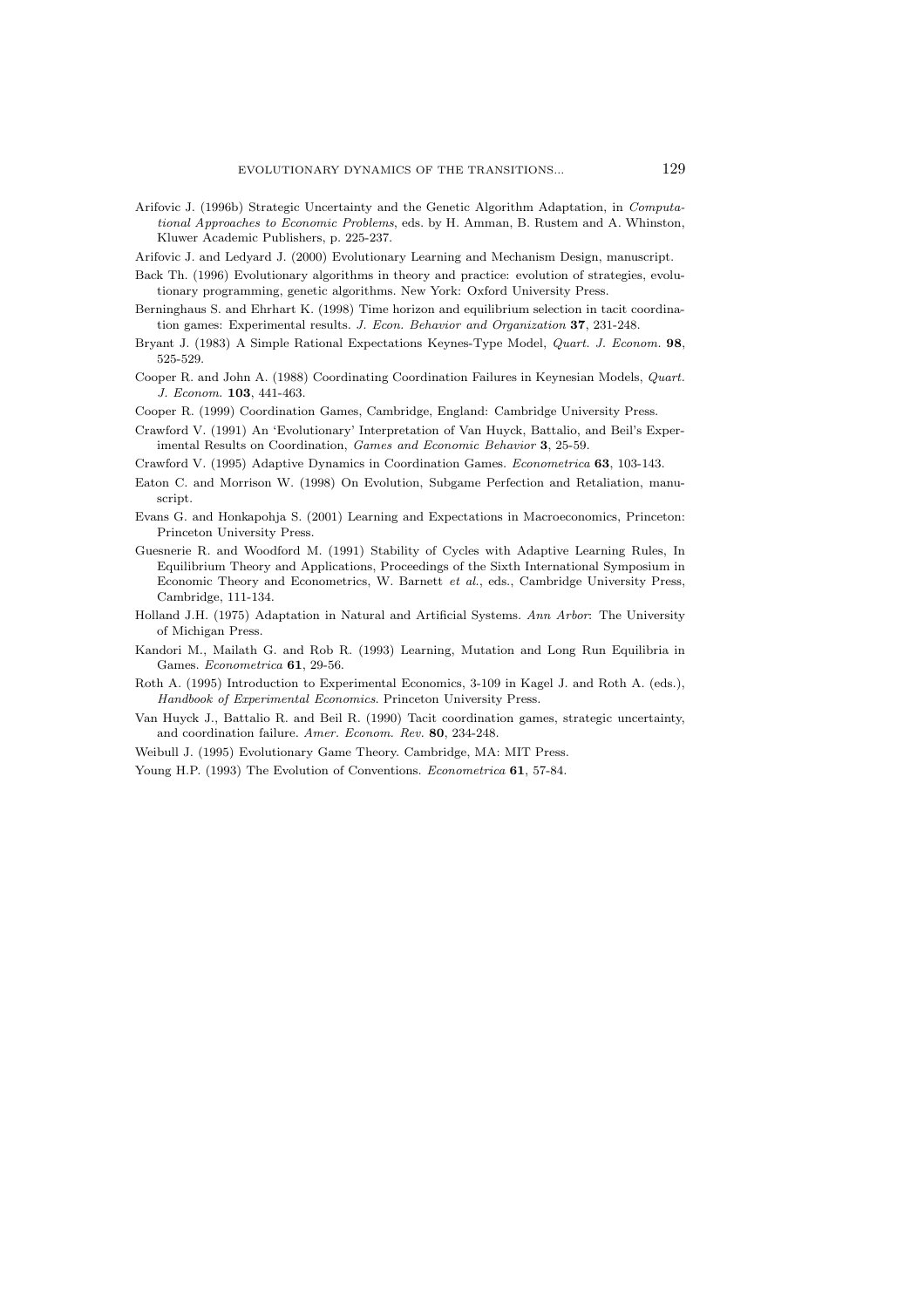Arifovic J. (1996b) Strategic Uncertainty and the Genetic Algorithm Adaptation, in *Computational Approaches to Economic Problems*, eds. by H. Amman, B. Rustem and A. Whinston, Kluwer Academic Publishers, p. 225-237.

Arifovic J. and Ledyard J. (2000) Evolutionary Learning and Mechanism Design, manuscript.

Back Th. (1996) Evolutionary algorithms in theory and practice: evolution of strategies, evolutionary programming, genetic algorithms. New York: Oxford University Press.

Berninghaus S. and Ehrhart K. (1998) Time horizon and equilibrium selection in tacit coordination games: Experimental results. *J. Econ. Behavior and Organization* **37**, 231-248.

Bryant J. (1983) A Simple Rational Expectations Keynes-Type Model, *Quart. J. Econom.* **98**, 525-529.

Cooper R. and John A. (1988) Coordinating Coordination Failures in Keynesian Models, *Quart. J. Econom.* **103**, 441-463.

Cooper R. (1999) Coordination Games, Cambridge, England: Cambridge University Press.

Crawford V. (1991) An 'Evolutionary' Interpretation of Van Huyck, Battalio, and Beil's Experimental Results on Coordination, *Games and Economic Behavior* **3**, 25-59.

Crawford V. (1995) Adaptive Dynamics in Coordination Games. *Econometrica* **63**, 103-143.

Eaton C. and Morrison W. (1998) On Evolution, Subgame Perfection and Retaliation, manuscript.

Evans G. and Honkapohja S. (2001) Learning and Expectations in Macroeconomics, Princeton: Princeton University Press.

Guesnerie R. and Woodford M. (1991) Stability of Cycles with Adaptive Learning Rules, In Equilibrium Theory and Applications, Proceedings of the Sixth International Symposium in Economic Theory and Econometrics, W. Barnett *et al.*, eds., Cambridge University Press, Cambridge, 111-134.

Holland J.H. (1975) Adaptation in Natural and Artificial Systems. *Ann Arbor*: The University of Michigan Press.

Kandori M., Mailath G. and Rob R. (1993) Learning, Mutation and Long Run Equilibria in Games. *Econometrica* **61**, 29-56.

Roth A. (1995) Introduction to Experimental Economics, 3-109 in Kagel J. and Roth A. (eds.), *Handbook of Experimental Economics*. Princeton University Press.

Van Huyck J., Battalio R. and Beil R. (1990) Tacit coordination games, strategic uncertainty, and coordination failure. *Amer. Econom. Rev.* **80**, 234-248.

Weibull J. (1995) Evolutionary Game Theory. Cambridge, MA: MIT Press.

Young H.P. (1993) The Evolution of Conventions. *Econometrica* **61**, 57-84.